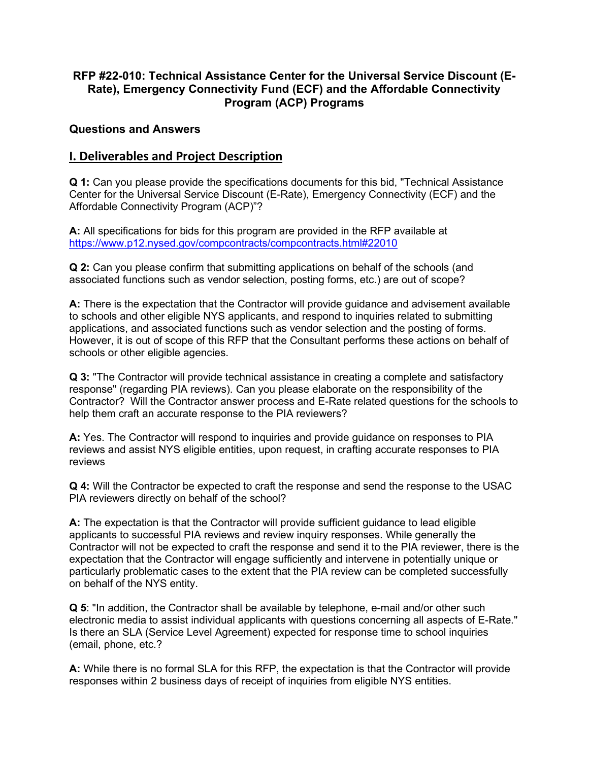# RFP #22-010: Technical Assistance Center for the Universal Service Discount (E-Rate), Emergency Connectivity Fund (ECF) and the Affordable Connectivity Program (ACP) Programs

## Questions and Answers

## I. Deliverables and Project Description

**Q 1:** Can you please provide the specifications documents for this bid, "Technical Assistance Center for the Universal Service Discount (E-Rate), Emergency Connectivity (ECF) and the Affordable Connectivity Program (ACP)"?

**A:** All specifications for bids for this program are provided in the RFP available at [https://www.p12.nysed.gov/compcontracts/compcontracts.html#22010](https://www.p12.nysed.gov/compcontracts/compcontracts.html#22010)

**Q 2:** Can you please confirm that submitting applications on behalf of the schools (and associated functions such as vendor selection, posting forms, etc.) are out of scope?

**A:** There is the expectation that the Contractor will provide guidance and advisement available to schools and other eligible NYS applicants, and respond to inquiries related to submitting applications, and associated functions such as vendor selection and the posting of forms. However, it is out of scope of this RFP that the Consultant performs these actions on behalf of schools or other eligible agencies.

**Q 3:** "The Contractor will provide technical assistance in creating a complete and satisfactory response" (regarding PIA reviews). Can you please elaborate on the responsibility of the Contractor? Will the Contractor answer process and E-Rate related questions for the schools to help them craft an accurate response to the PIA reviewers?

**A:** Yes. The Contractor will respond to inquiries and provide guidance on responses to PIA reviews and assist NYS eligible entities, upon request, in crafting accurate responses to PIA reviews

**Q 4:** Will the Contractor be expected to craft the response and send the response to the USAC PIA reviewers directly on behalf of the school?

**A:** The expectation is that the Contractor will provide sufficient guidance to lead eligible applicants to successful PIA reviews and review inquiry responses. While generally the Contractor will not be expected to craft the response and send it to the PIA reviewer, there is the expectation that the Contractor will engage sufficiently and intervene in potentially unique or particularly problematic cases to the extent that the PIA review can be completed successfully on behalf of the NYS entity.

**Q 5**: "In addition, the Contractor shall be available by telephone, e-mail and/or other such electronic media to assist individual applicants with questions concerning all aspects of E-Rate." Is there an SLA (Service Level Agreement) expected for response time to school inquiries (email, phone, etc.?

**A:** While there is no formal SLA for this RFP, the expectation is that the Contractor will provide responses within 2 business days of receipt of inquiries from eligible NYS entities.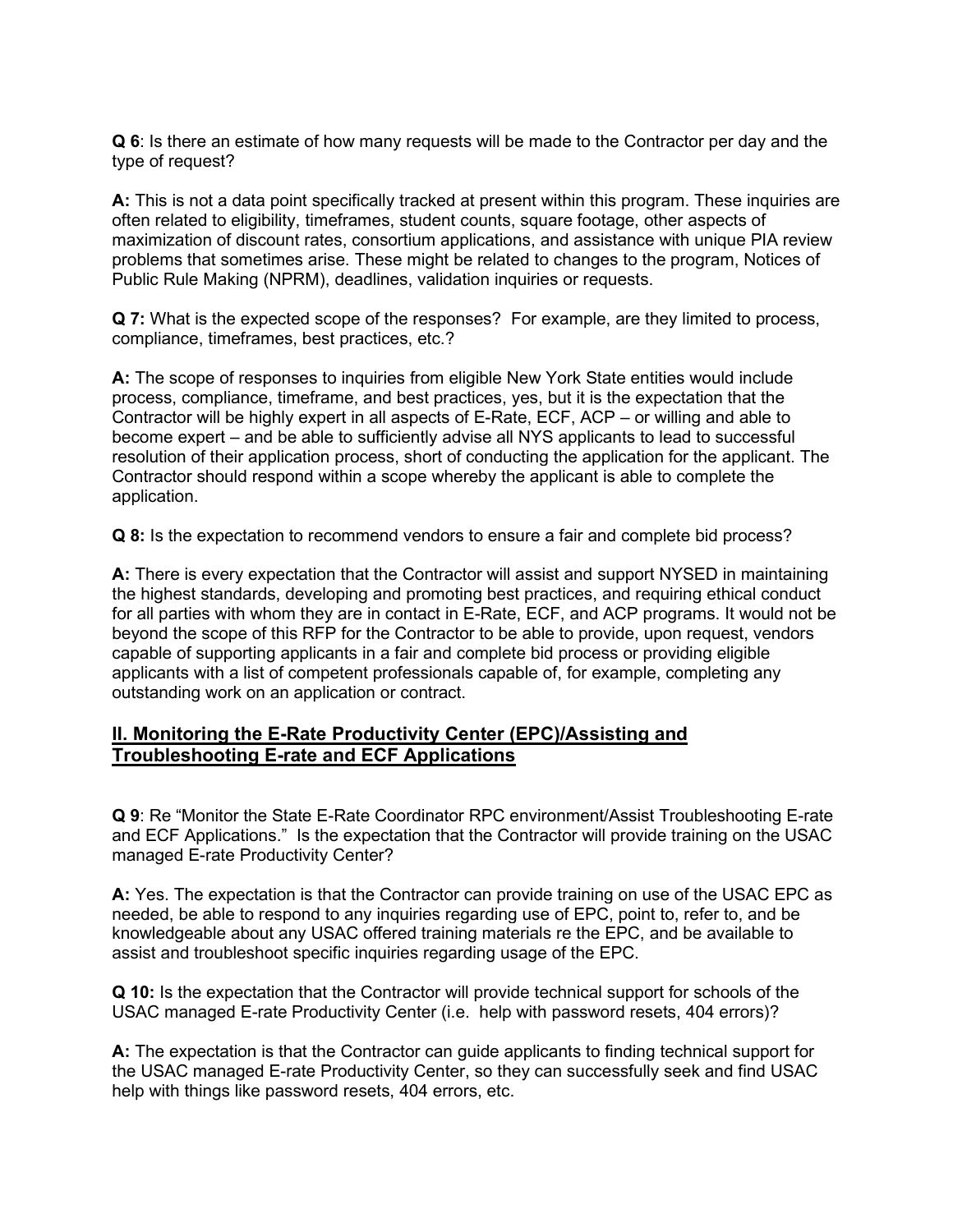**Q 6**: Is there an estimate of how many requests will be made to the Contractor per day and the type of request?

**A:** This is not a data point specifically tracked at present within this program. These inquiries are often related to eligibility, timeframes, student counts, square footage, other aspects of maximization of discount rates, consortium applications, and assistance with unique PIA review problems that sometimes arise. These might be related to changes to the program, Notices of Public Rule Making (NPRM), deadlines, validation inquiries or requests.

**Q 7:** What is the expected scope of the responses? For example, are they limited to process, compliance, timeframes, best practices, etc.?

**A:** The scope of responses to inquiries from eligible New York State entities would include process, compliance, timeframe, and best practices, yes, but it is the expectation that the Contractor will be highly expert in all aspects of E-Rate, ECF, ACP – or willing and able to become expert – and be able to sufficiently advise all NYS applicants to lead to successful resolution of their application process, short of conducting the application for the applicant. The Contractor should respond within a scope whereby the applicant is able to complete the application.

**Q 8:** Is the expectation to recommend vendors to ensure a fair and complete bid process?

**A:** There is every expectation that the Contractor will assist and support NYSED in maintaining the highest standards, developing and promoting best practices, and requiring ethical conduct for all parties with whom they are in contact in E-Rate, ECF, and ACP programs. It would not be beyond the scope of this RFP for the Contractor to be able to provide, upon request, vendors capable of supporting applicants in a fair and complete bid process or providing eligible applicants with a list of competent professionals capable of, for example, completing any outstanding work on an application or contract.

## II. Monitoring the E-Rate Productivity Center (EPC)/Assisting and Troubleshooting E-rate and ECF Applications

**Q 9**: Re "Monitor the State E-Rate Coordinator RPC environment/Assist Troubleshooting E-rate and ECF Applications." Is the expectation that the Contractor will provide training on the USAC managed E-rate Productivity Center?

**A:** Yes. The expectation is that the Contractor can provide training on use of the USAC EPC as needed, be able to respond to any inquiries regarding use of EPC, point to, refer to, and be knowledgeable about any USAC offered training materials re the EPC, and be available to assist and troubleshoot specific inquiries regarding usage of the EPC.

**Q 10:** Is the expectation that the Contractor will provide technical support for schools of the USAC managed E-rate Productivity Center (i.e. help with password resets, 404 errors)?

**A:** The expectation is that the Contractor can guide applicants to finding technical support for the USAC managed E-rate Productivity Center, so they can successfully seek and find USAC help with things like password resets, 404 errors, etc.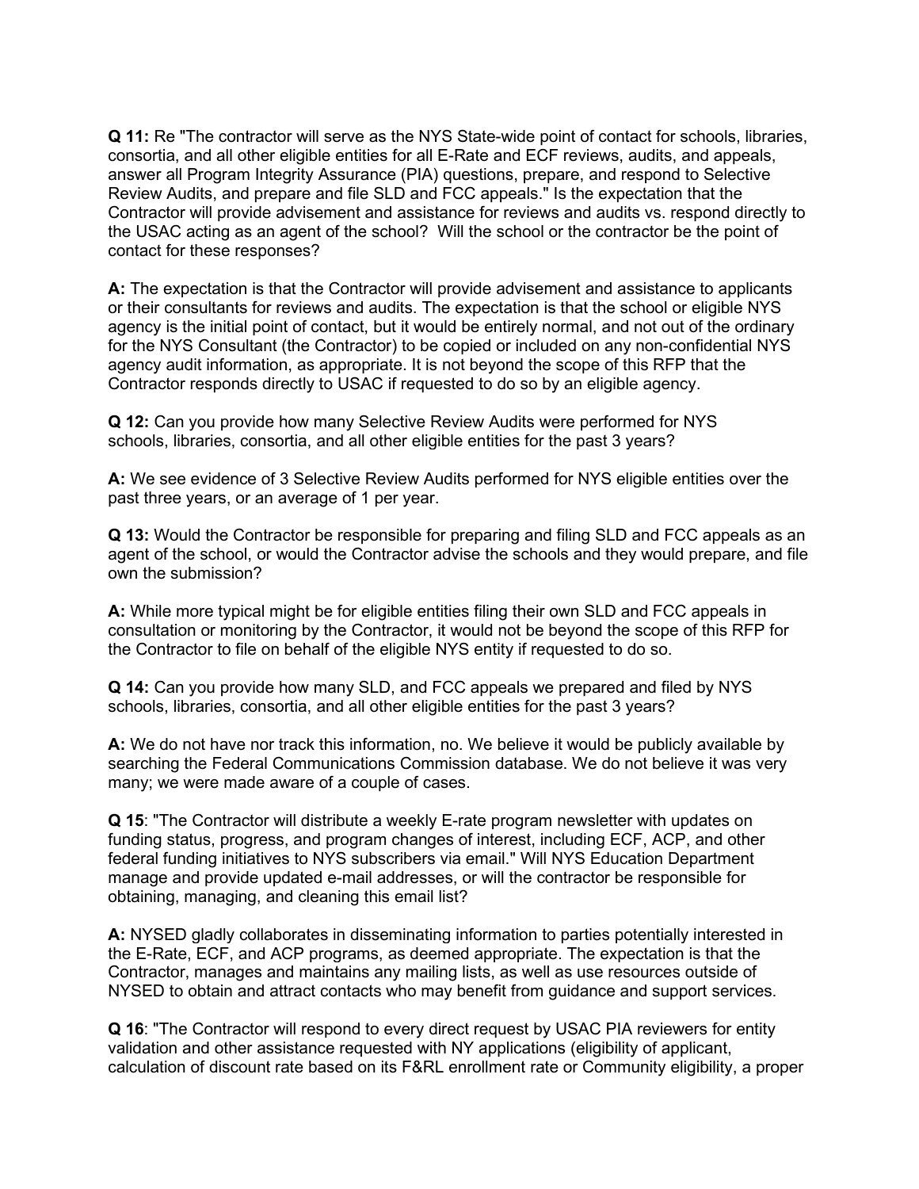**Q 11:** Re "The contractor will serve as the NYS State-wide point of contact for schools, libraries, consortia, and all other eligible entities for all E-Rate and ECF reviews, audits, and appeals, answer all Program Integrity Assurance (PIA) questions, prepare, and respond to Selective Review Audits, and prepare and file SLD and FCC appeals." Is the expectation that the Contractor will provide advisement and assistance for reviews and audits vs. respond directly to the USAC acting as an agent of the school? Will the school or the contractor be the point of contact for these responses?

**A:** The expectation is that the Contractor will provide advisement and assistance to applicants or their consultants for reviews and audits. The expectation is that the school or eligible NYS agency is the initial point of contact, but it would be entirely normal, and not out of the ordinary for the NYS Consultant (the Contractor) to be copied or included on any non-confidential NYS agency audit information, as appropriate. It is not beyond the scope of this RFP that the Contractor responds directly to USAC if requested to do so by an eligible agency.

**Q 12:** Can you provide how many Selective Review Audits were performed for NYS schools, libraries, consortia, and all other eligible entities for the past 3 years?

**A:** We see evidence of 3 Selective Review Audits performed for NYS eligible entities over the past three years, or an average of 1 per year.

**Q 13:** Would the Contractor be responsible for preparing and filing SLD and FCC appeals as an agent of the school, or would the Contractor advise the schools and they would prepare, and file own the submission?

**A:** While more typical might be for eligible entities filing their own SLD and FCC appeals in consultation or monitoring by the Contractor, it would not be beyond the scope of this RFP for the Contractor to file on behalf of the eligible NYS entity if requested to do so.

**Q 14:** Can you provide how many SLD, and FCC appeals we prepared and filed by NYS schools, libraries, consortia, and all other eligible entities for the past 3 years?

**A:** We do not have nor track this information, no. We believe it would be publicly available by searching the Federal Communications Commission database. We do not believe it was very many; we were made aware of a couple of cases.

**Q 15**: "The Contractor will distribute a weekly E-rate program newsletter with updates on funding status, progress, and program changes of interest, including ECF, ACP, and other federal funding initiatives to NYS subscribers via email." Will NYS Education Department manage and provide updated e-mail addresses, or will the contractor be responsible for obtaining, managing, and cleaning this email list?

**A:** NYSED gladly collaborates in disseminating information to parties potentially interested in the E-Rate, ECF, and ACP programs, as deemed appropriate. The expectation is that the Contractor, manages and maintains any mailing lists, as well as use resources outside of NYSED to obtain and attract contacts who may benefit from guidance and support services.

**Q 16**: "The Contractor will respond to every direct request by USAC PIA reviewers for entity validation and other assistance requested with NY applications (eligibility of applicant, calculation of discount rate based on its F&RL enrollment rate or Community eligibility, a proper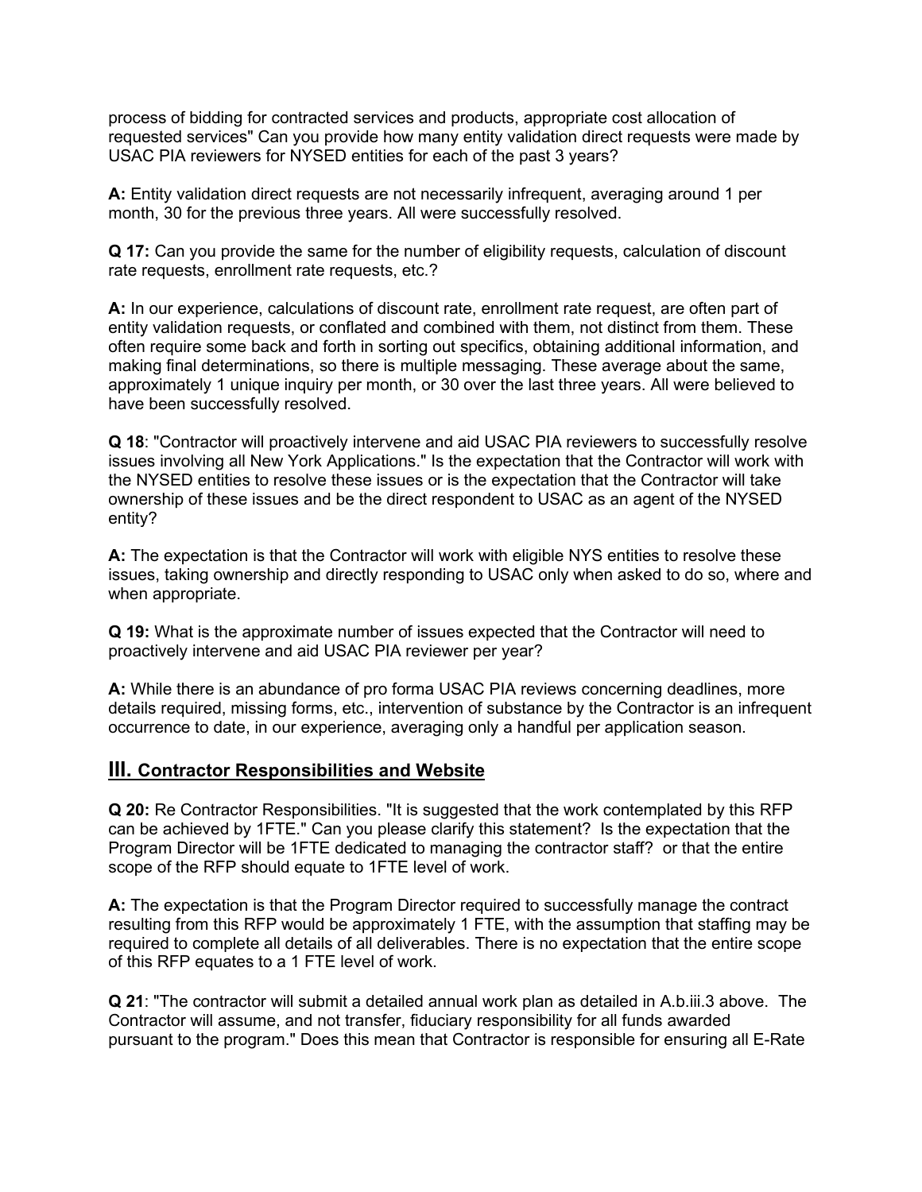process of bidding for contracted services and products, appropriate cost allocation of requested services" Can you provide how many entity validation direct requests were made by USAC PIA reviewers for NYSED entities for each of the past 3 years?

**A:** Entity validation direct requests are not necessarily infrequent, averaging around 1 per month, 30 for the previous three years. All were successfully resolved.

**Q 17:** Can you provide the same for the number of eligibility requests, calculation of discount rate requests, enrollment rate requests, etc.?

**A:** In our experience, calculations of discount rate, enrollment rate request, are often part of entity validation requests, or conflated and combined with them, not distinct from them. These often require some back and forth in sorting out specifics, obtaining additional information, and making final determinations, so there is multiple messaging. These average about the same, approximately 1 unique inquiry per month, or 30 over the last three years. All were believed to have been successfully resolved.

**Q 18**: "Contractor will proactively intervene and aid USAC PIA reviewers to successfully resolve issues involving all New York Applications." Is the expectation that the Contractor will work with the NYSED entities to resolve these issues or is the expectation that the Contractor will take ownership of these issues and be the direct respondent to USAC as an agent of the NYSED entity?

**A:** The expectation is that the Contractor will work with eligible NYS entities to resolve these issues, taking ownership and directly responding to USAC only when asked to do so, where and when appropriate.

**Q 19:** What is the approximate number of issues expected that the Contractor will need to proactively intervene and aid USAC PIA reviewer per year?

**A:** While there is an abundance of pro forma USAC PIA reviews concerning deadlines, more details required, missing forms, etc., intervention of substance by the Contractor is an infrequent occurrence to date, in our experience, averaging only a handful per application season.

## III. Contractor Responsibilities and Website

**Q 20:** Re Contractor Responsibilities. "It is suggested that the work contemplated by this RFP can be achieved by 1FTE." Can you please clarify this statement? Is the expectation that the Program Director will be 1FTE dedicated to managing the contractor staff? or that the entire scope of the RFP should equate to 1FTE level of work.

**A:** The expectation is that the Program Director required to successfully manage the contract resulting from this RFP would be approximately 1 FTE, with the assumption that staffing may be required to complete all details of all deliverables. There is no expectation that the entire scope of this RFP equates to a 1 FTE level of work.

**Q 21**: "The contractor will submit a detailed annual work plan as detailed in A.b.iii.3 above. The Contractor will assume, and not transfer, fiduciary responsibility for all funds awarded pursuant to the program." Does this mean that Contractor is responsible for ensuring all E-Rate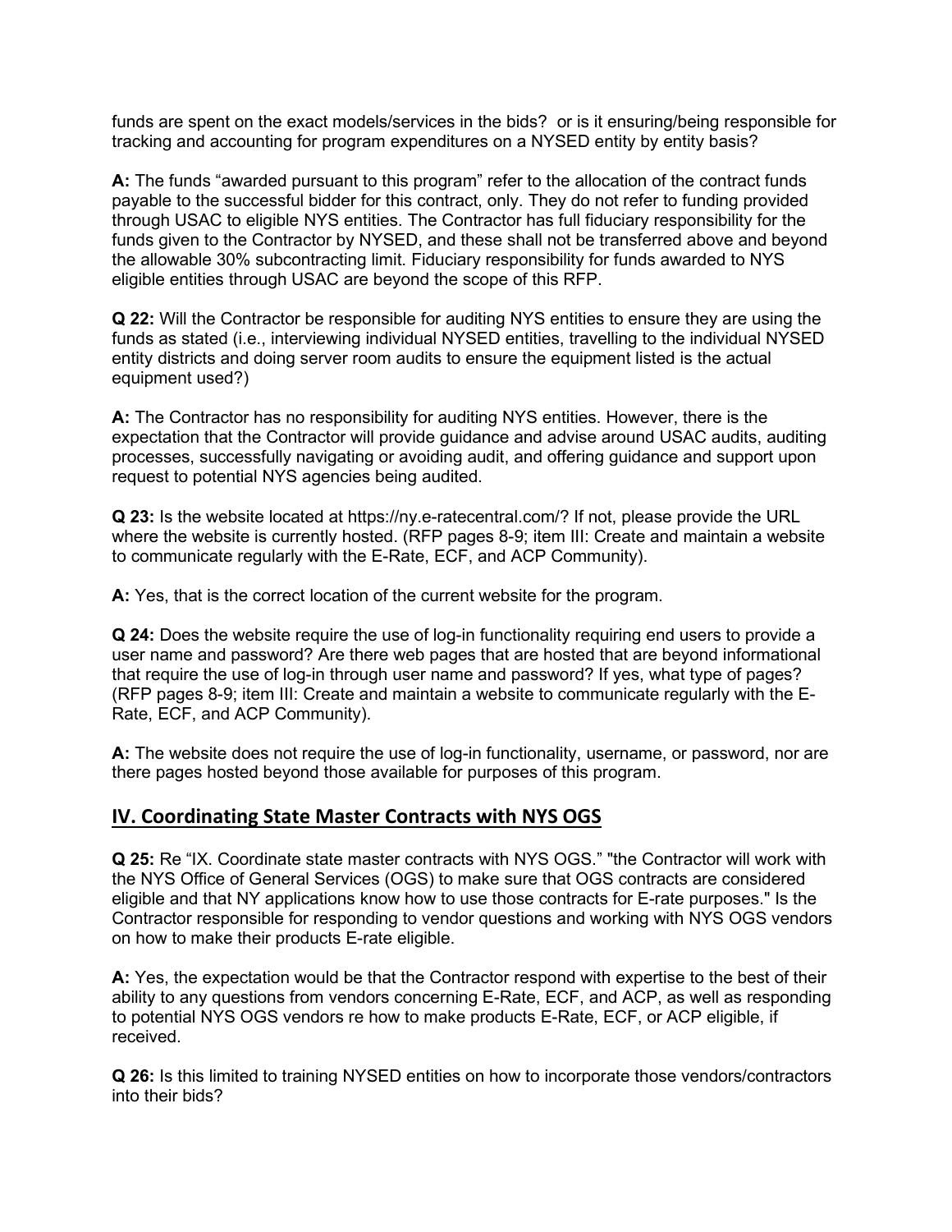funds are spent on the exact models/services in the bids? or is it ensuring/being responsible for tracking and accounting for program expenditures on a NYSED entity by entity basis?

**A:** The funds "awarded pursuant to this program" refer to the allocation of the contract funds payable to the successful bidder for this contract, only. They do not refer to funding provided through USAC to eligible NYS entities. The Contractor has full fiduciary responsibility for the funds given to the Contractor by NYSED, and these shall not be transferred above and beyond the allowable 30% subcontracting limit. Fiduciary responsibility for funds awarded to NYS eligible entities through USAC are beyond the scope of this RFP.

**Q 22:** Will the Contractor be responsible for auditing NYS entities to ensure they are using the funds as stated (i.e., interviewing individual NYSED entities, travelling to the individual NYSED entity districts and doing server room audits to ensure the equipment listed is the actual equipment used?)

**A:** The Contractor has no responsibility for auditing NYS entities. However, there is the expectation that the Contractor will provide guidance and advise around USAC audits, auditing processes, successfully navigating or avoiding audit, and offering guidance and support upon request to potential NYS agencies being audited.

**Q 23:** Is the website located at https://ny.e-ratecentral.com/? If not, please provide the URL where the website is currently hosted. (RFP pages 8-9; item III: Create and maintain a website to communicate regularly with the E-Rate, ECF, and ACP Community).

**A:** Yes, that is the correct location of the current website for the program.

**Q 24:** Does the website require the use of log-in functionality requiring end users to provide a user name and password? Are there web pages that are hosted that are beyond informational that require the use of log-in through user name and password? If yes, what type of pages? (RFP pages 8-9; item III: Create and maintain a website to communicate regularly with the E-Rate, ECF, and ACP Community).

**A:** The website does not require the use of log-in functionality, username, or password, nor are there pages hosted beyond those available for purposes of this program.

## IV. Coordinating State Master Contracts with NYS OGS

**Q 25:** Re "IX. Coordinate state master contracts with NYS OGS." "the Contractor will work with the NYS Office of General Services (OGS) to make sure that OGS contracts are considered eligible and that NY applications know how to use those contracts for E-rate purposes." Is the Contractor responsible for responding to vendor questions and working with NYS OGS vendors on how to make their products E-rate eligible.

**A:** Yes, the expectation would be that the Contractor respond with expertise to the best of their ability to any questions from vendors concerning E-Rate, ECF, and ACP, as well as responding to potential NYS OGS vendors re how to make products E-Rate, ECF, or ACP eligible, if received.

**Q 26:** Is this limited to training NYSED entities on how to incorporate those vendors/contractors into their bids?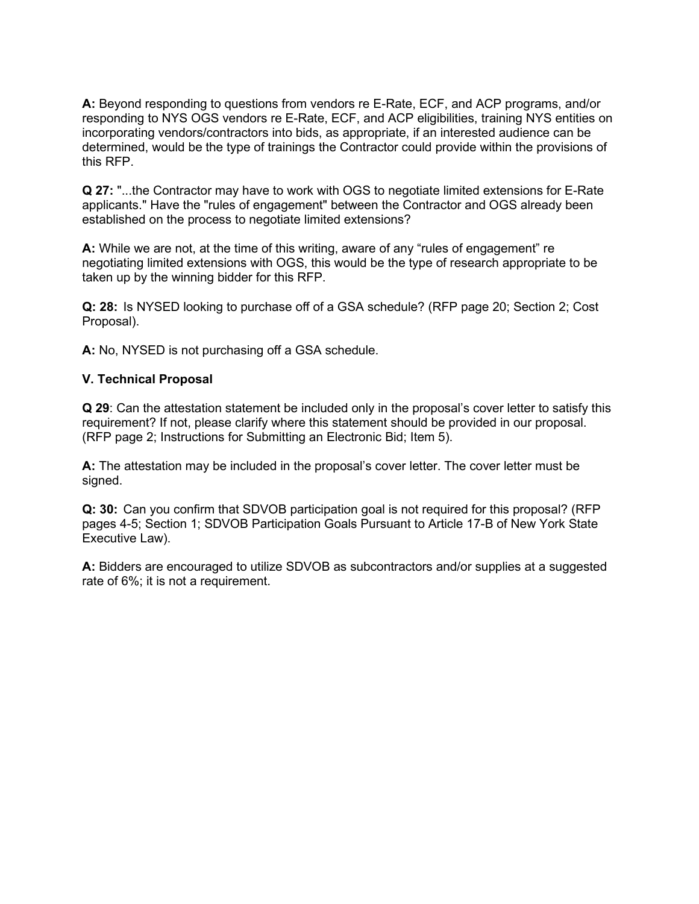**A:** Beyond responding to questions from vendors re E-Rate, ECF, and ACP programs, and/or responding to NYS OGS vendors re E-Rate, ECF, and ACP eligibilities, training NYS entities on incorporating vendors/contractors into bids, as appropriate, if an interested audience can be determined, would be the type of trainings the Contractor could provide within the provisions of this RFP.

**Q 27:** "...the Contractor may have to work with OGS to negotiate limited extensions for E-Rate applicants." Have the "rules of engagement" between the Contractor and OGS already been established on the process to negotiate limited extensions?

**A:** While we are not, at the time of this writing, aware of any "rules of engagement" re negotiating limited extensions with OGS, this would be the type of research appropriate to be taken up by the winning bidder for this RFP.

**Q: 28:** Is NYSED looking to purchase off of a GSA schedule? (RFP page 20; Section 2; Cost Proposal).

**A:** No, NYSED is not purchasing off a GSA schedule.

**V. Technical Proposal**

**Q 29**: Can the attestation statement be included only in the proposal's cover letter to satisfy this requirement? If not, please clarify where this statement should be provided in our proposal. (RFP page 2; Instructions for Submitting an Electronic Bid; Item 5).

**A:** The attestation may be included in the proposal's cover letter. The cover letter must be signed.

**Q: 30:** Can you confirm that SDVOB participation goal is not required for this proposal? (RFP pages 4-5; Section 1; SDVOB Participation Goals Pursuant to Article 17-B of New York State Executive Law).

**A:** Bidders are encouraged to utilize SDVOB as subcontractors and/or supplies at a suggested rate of 6%; it is not a requirement.